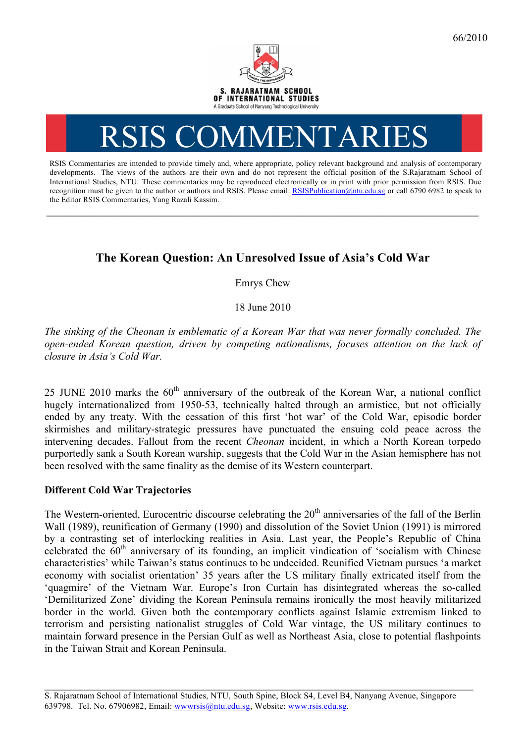66/2010

S. RAJARATNAM SCHOOL OF INTERNATIONAL STUDIES

A Graduate School of Nanyang Technological University

# RSIS COMMENTARIES

RSIS Commentaries are intended to provide timely and, where appropriate, policy relevant background and analysis of contemporary developments. The views of the authors are their own and do not represent the official position of the S.Rajaratnam School of International Studies, NTU. These commentaries may be reproduced electronically or in print with prior permission from RSIS. Due recognition must be given to the author or authors and RSIS. Please email: RSISPublication@ntu.edu.sg or call 6790 6982 to speak to the Editor RSIS Commentaries, Yang Razali Kassim.

---

## The Korean Question: An Unresolved Issue of Asia's Cold War

Emrys Chew

18 June 2010

*The sinking of the Cheonan is emblematic of a Korean War that was never formally concluded. The open-ended Korean question, driven by competing nationalisms, focuses attention on the lack of closure in Asia's Cold War.*

25 JUNE 2010 marks the 60th anniversary of the outbreak of the Korean War, a national conflict hugely internationalized from 1950-53, technically halted through an armistice, but not officially ended by any treaty. With the cessation of this first 'hot war' of the Cold War, episodic border skirmishes and military-strategic pressures have punctuated the ensuing cold peace across the intervening decades. Fallout from the recent *Cheonan* incident, in which a North Korean torpedo purportedly sank a South Korean warship, suggests that the Cold War in the Asian hemisphere has not been resolved with the same finality as the demise of its Western counterpart.

### Different Cold War Trajectories

The Western-oriented, Eurocentric discourse celebrating the 20th anniversaries of the fall of the Berlin Wall (1989), reunification of Germany (1990) and dissolution of the Soviet Union (1991) is mirrored by a contrasting set of interlocking realities in Asia. Last year, the People's Republic of China celebrated the 60th anniversary of its founding, an implicit vindication of 'socialism with Chinese characteristics' while Taiwan's status continues to be undecided. Reunified Vietnam pursues 'a market economy with socialist orientation' 35 years after the US military finally extricated itself from the 'quagmire' of the Vietnam War. Europe's Iron Curtain has disintegrated whereas the so-called 'Demilitarized Zone' dividing the Korean Peninsula remains ironically the most heavily militarized border in the world. Given both the contemporary conflicts against Islamic extremism linked to terrorism and persisting nationalist struggles of Cold War vintage, the US military continues to maintain forward presence in the Persian Gulf as well as Northeast Asia, close to potential flashpoints in the Taiwan Strait and Korean Peninsula.

---

S. Rajaratnam School of International Studies, NTU, South Spine, Block S4, Level B4, Nanyang Avenue, Singapore 639798. Tel. No. 67906982, Email: wwwrsis@ntu.edu.sg, Website: www.rsis.edu.sg.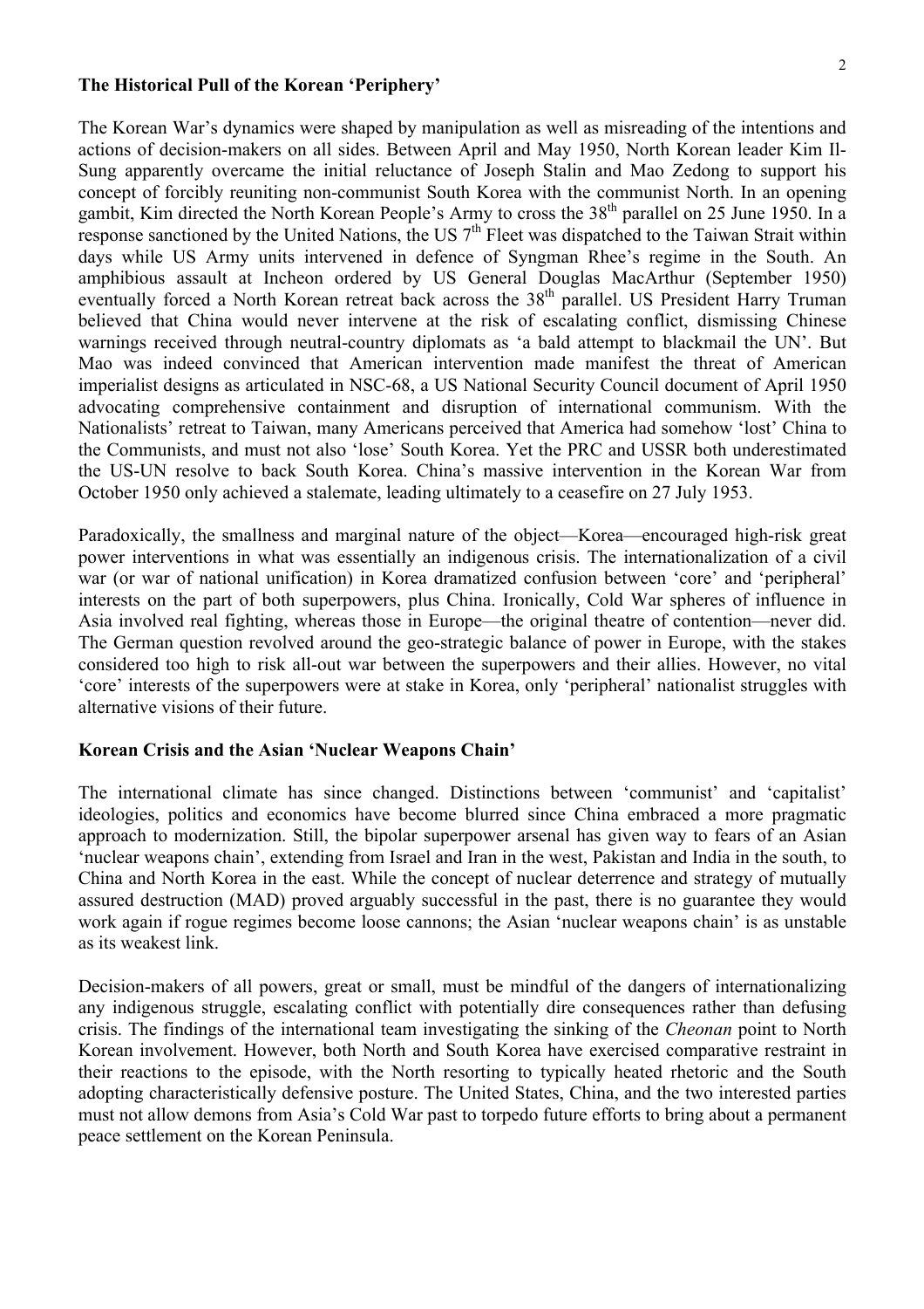## The Historical Pull of the Korean 'Periphery'

The Korean War's dynamics were shaped by manipulation as well as misreading of the intentions and actions of decision-makers on all sides. Between April and May 1950, North Korean leader Kim Il-Sung apparently overcame the initial reluctance of Joseph Stalin and Mao Zedong to support his concept of forcibly reuniting non-communist South Korea with the communist North. In an opening gambit, Kim directed the North Korean People's Army to cross the 38th parallel on 25 June 1950. In a response sanctioned by the United Nations, the US 7th Fleet was dispatched to the Taiwan Strait within days while US Army units intervened in defence of Syngman Rhee's regime in the South. An amphibious assault at Incheon ordered by US General Douglas MacArthur (September 1950) eventually forced a North Korean retreat back across the 38th parallel. US President Harry Truman believed that China would never intervene at the risk of escalating conflict, dismissing Chinese warnings received through neutral-country diplomats as 'a bald attempt to blackmail the UN'. But Mao was indeed convinced that American intervention made manifest the threat of American imperialist designs as articulated in NSC-68, a US National Security Council document of April 1950 advocating comprehensive containment and disruption of international communism. With the Nationalists' retreat to Taiwan, many Americans perceived that America had somehow 'lost' China to the Communists, and must not also 'lose' South Korea. Yet the PRC and USSR both underestimated the US-UN resolve to back South Korea. China's massive intervention in the Korean War from October 1950 only achieved a stalemate, leading ultimately to a ceasefire on 27 July 1953.

Paradoxically, the smallness and marginal nature of the object—Korea—encouraged high-risk great power interventions in what was essentially an indigenous crisis. The internationalization of a civil war (or war of national unification) in Korea dramatized confusion between 'core' and 'peripheral' interests on the part of both superpowers, plus China. Ironically, Cold War spheres of influence in Asia involved real fighting, whereas those in Europe—the original theatre of contention—never did. The German question revolved around the geo-strategic balance of power in Europe, with the stakes considered too high to risk all-out war between the superpowers and their allies. However, no vital 'core' interests of the superpowers were at stake in Korea, only 'peripheral' nationalist struggles with alternative visions of their future.

## Korean Crisis and the Asian 'Nuclear Weapons Chain'

The international climate has since changed. Distinctions between 'communist' and 'capitalist' ideologies, politics and economics have become blurred since China embraced a more pragmatic approach to modernization. Still, the bipolar superpower arsenal has given way to fears of an Asian 'nuclear weapons chain', extending from Israel and Iran in the west, Pakistan and India in the south, to China and North Korea in the east. While the concept of nuclear deterrence and strategy of mutually assured destruction (MAD) proved arguably successful in the past, there is no guarantee they would work again if rogue regimes become loose cannons; the Asian 'nuclear weapons chain' is as unstable as its weakest link.

Decision-makers of all powers, great or small, must be mindful of the dangers of internationalizing any indigenous struggle, escalating conflict with potentially dire consequences rather than defusing crisis. The findings of the international team investigating the sinking of the *Cheonan* point to North Korean involvement. However, both North and South Korea have exercised comparative restraint in their reactions to the episode, with the North resorting to typically heated rhetoric and the South adopting characteristically defensive posture. The United States, China, and the two interested parties must not allow demons from Asia's Cold War past to torpedo future efforts to bring about a permanent peace settlement on the Korean Peninsula.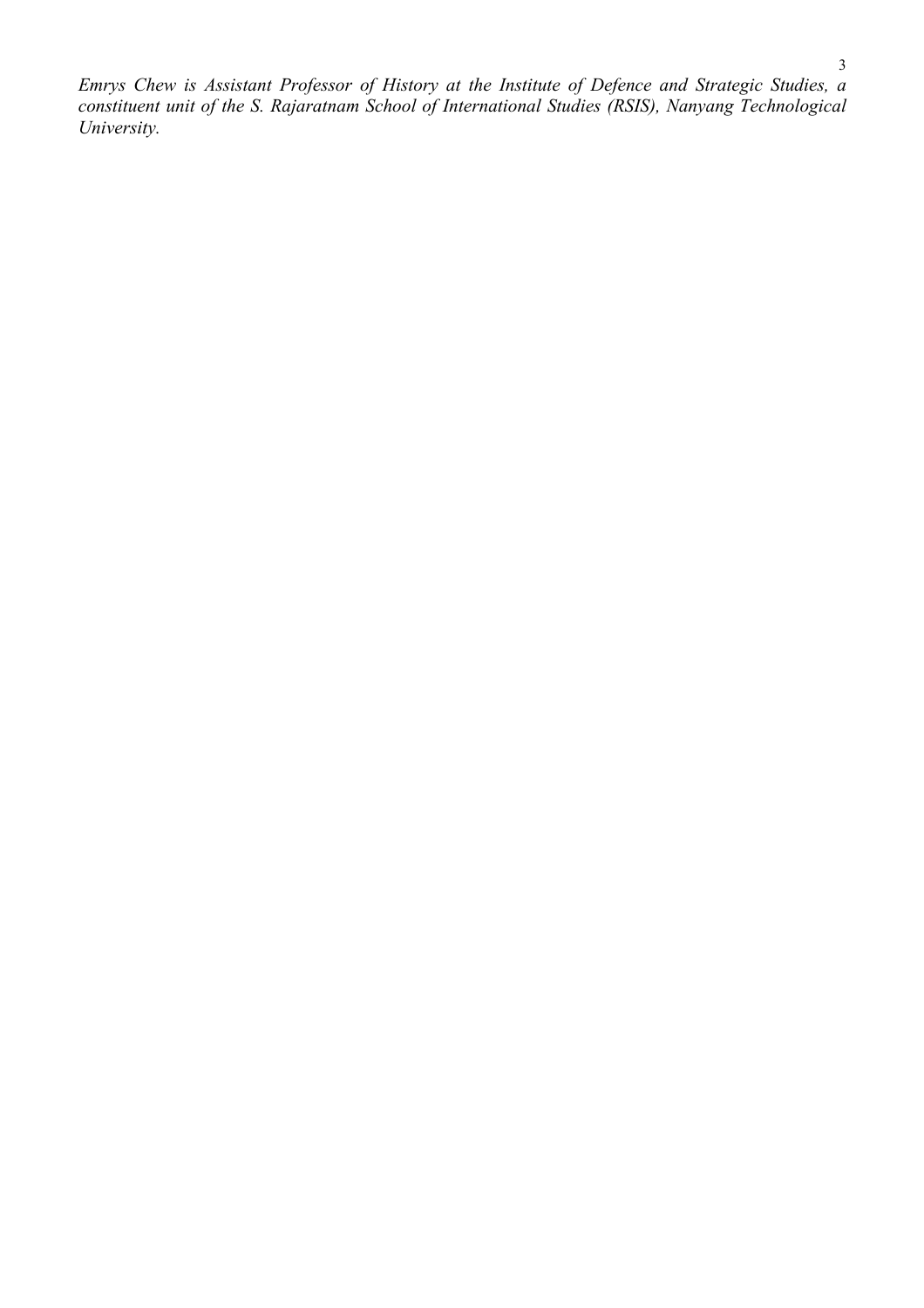*Emrys Chew is Assistant Professor of History at the Institute of Defence and Strategic Studies, a constituent unit of the S. Rajaratnam School of International Studies (RSIS), Nanyang Technological University.*